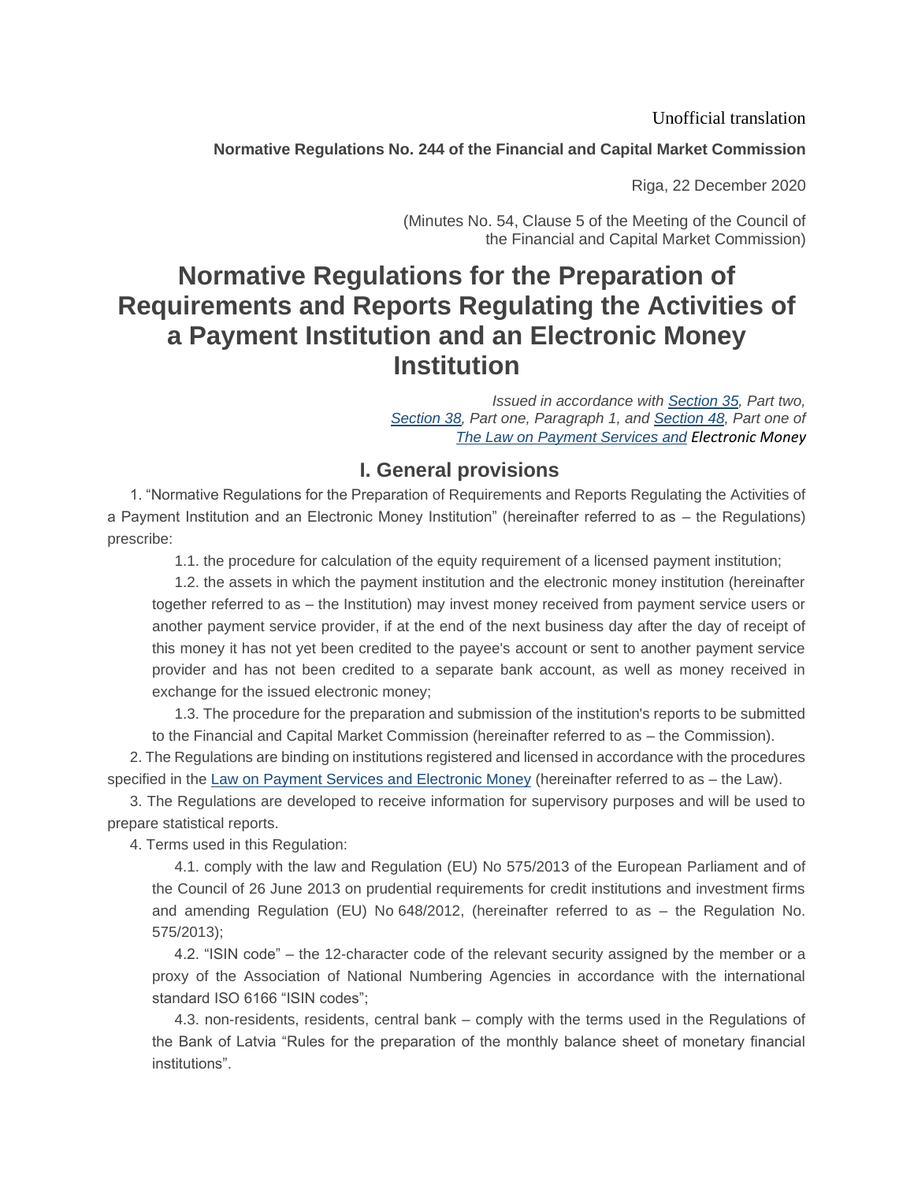Unofficial translation

**Normative Regulations No. 244 of the Financial and Capital Market Commission**

Riga, 22 December 2020

(Minutes No. 54, Clause 5 of the Meeting of the Council of the Financial and Capital Market Commission)

# Normative Regulations for the Preparation of Requirements and Reports Regulating the Activities of a Payment Institution and an Electronic Money Institution

*Issued in accordance with Section 35, Part two, Section 38, Part one, Paragraph 1, and Section 48, Part one of The Law on Payment Services and Electronic Money*

## I. General provisions

1. "Normative Regulations for the Preparation of Requirements and Reports Regulating the Activities of a Payment Institution and an Electronic Money Institution" (hereinafter referred to as – the Regulations) prescribe:

   1.1. the procedure for calculation of the equity requirement of a licensed payment institution;

   1.2. the assets in which the payment institution and the electronic money institution (hereinafter together referred to as – the Institution) may invest money received from payment service users or another payment service provider, if at the end of the next business day after the day of receipt of this money it has not yet been credited to the payee's account or sent to another payment service provider and has not been credited to a separate bank account, as well as money received in exchange for the issued electronic money;

   1.3. The procedure for the preparation and submission of the institution's reports to be submitted to the Financial and Capital Market Commission (hereinafter referred to as – the Commission).

2. The Regulations are binding on institutions registered and licensed in accordance with the procedures specified in the Law on Payment Services and Electronic Money (hereinafter referred to as – the Law).

3. The Regulations are developed to receive information for supervisory purposes and will be used to prepare statistical reports.

4. Terms used in this Regulation:

   4.1. comply with the law and Regulation (EU) No 575/2013 of the European Parliament and of the Council of 26 June 2013 on prudential requirements for credit institutions and investment firms and amending Regulation (EU) No 648/2012, (hereinafter referred to as – the Regulation No. 575/2013);

   4.2. "ISIN code" – the 12-character code of the relevant security assigned by the member or a proxy of the Association of National Numbering Agencies in accordance with the international standard ISO 6166 "ISIN codes";

   4.3. non-residents, residents, central bank – comply with the terms used in the Regulations of the Bank of Latvia "Rules for the preparation of the monthly balance sheet of monetary financial institutions".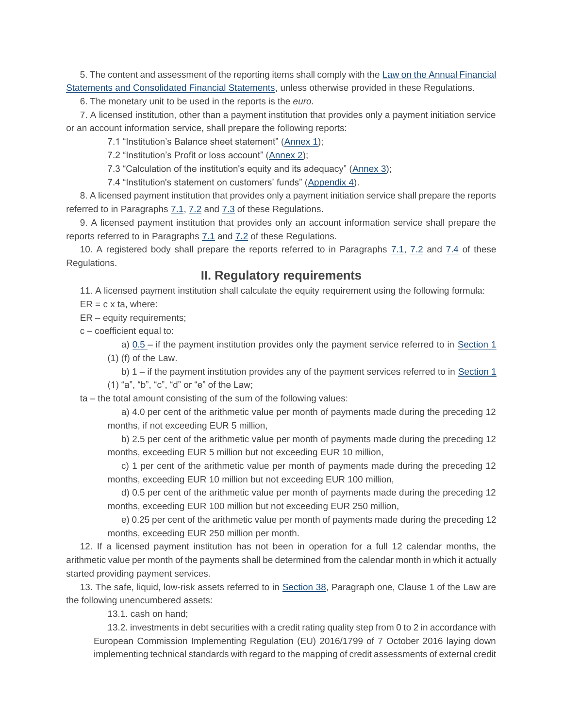5. The content and assessment of the reporting items shall comply with the Law on the Annual Financial Statements and Consolidated Financial Statements, unless otherwise provided in these Regulations.

6. The monetary unit to be used in the reports is the *euro*.

7. A licensed institution, other than a payment institution that provides only a payment initiation service or an account information service, shall prepare the following reports:

7.1 "Institution's Balance sheet statement" (Annex 1);

7.2 "Institution's Profit or loss account" (Annex 2);

7.3 "Calculation of the institution's equity and its adequacy" (Annex 3);

7.4 "Institution's statement on customers' funds" (Appendix 4).

8. A licensed payment institution that provides only a payment initiation service shall prepare the reports referred to in Paragraphs 7.1, 7.2 and 7.3 of these Regulations.

9. A licensed payment institution that provides only an account information service shall prepare the reports referred to in Paragraphs 7.1 and 7.2 of these Regulations.

10. A registered body shall prepare the reports referred to in Paragraphs 7.1, 7.2 and 7.4 of these Regulations.

## II. Regulatory requirements

11. A licensed payment institution shall calculate the equity requirement using the following formula:

ER = c x ta, where:

ER – equity requirements;

c – coefficient equal to:

a) 0.5 – if the payment institution provides only the payment service referred to in Section 1 (1) (f) of the Law.

b) 1 – if the payment institution provides any of the payment services referred to in Section 1 (1) "a", "b", "c", "d" or "e" of the Law;

ta – the total amount consisting of the sum of the following values:

a) 4.0 per cent of the arithmetic value per month of payments made during the preceding 12 months, if not exceeding EUR 5 million,

b) 2.5 per cent of the arithmetic value per month of payments made during the preceding 12 months, exceeding EUR 5 million but not exceeding EUR 10 million,

c) 1 per cent of the arithmetic value per month of payments made during the preceding 12 months, exceeding EUR 10 million but not exceeding EUR 100 million,

d) 0.5 per cent of the arithmetic value per month of payments made during the preceding 12 months, exceeding EUR 100 million but not exceeding EUR 250 million,

e) 0.25 per cent of the arithmetic value per month of payments made during the preceding 12 months, exceeding EUR 250 million per month.

12. If a licensed payment institution has not been in operation for a full 12 calendar months, the arithmetic value per month of the payments shall be determined from the calendar month in which it actually started providing payment services.

13. The safe, liquid, low-risk assets referred to in Section 38, Paragraph one, Clause 1 of the Law are the following unencumbered assets:

13.1. cash on hand;

13.2. investments in debt securities with a credit rating quality step from 0 to 2 in accordance with European Commission Implementing Regulation (EU) 2016/1799 of 7 October 2016 laying down implementing technical standards with regard to the mapping of credit assessments of external credit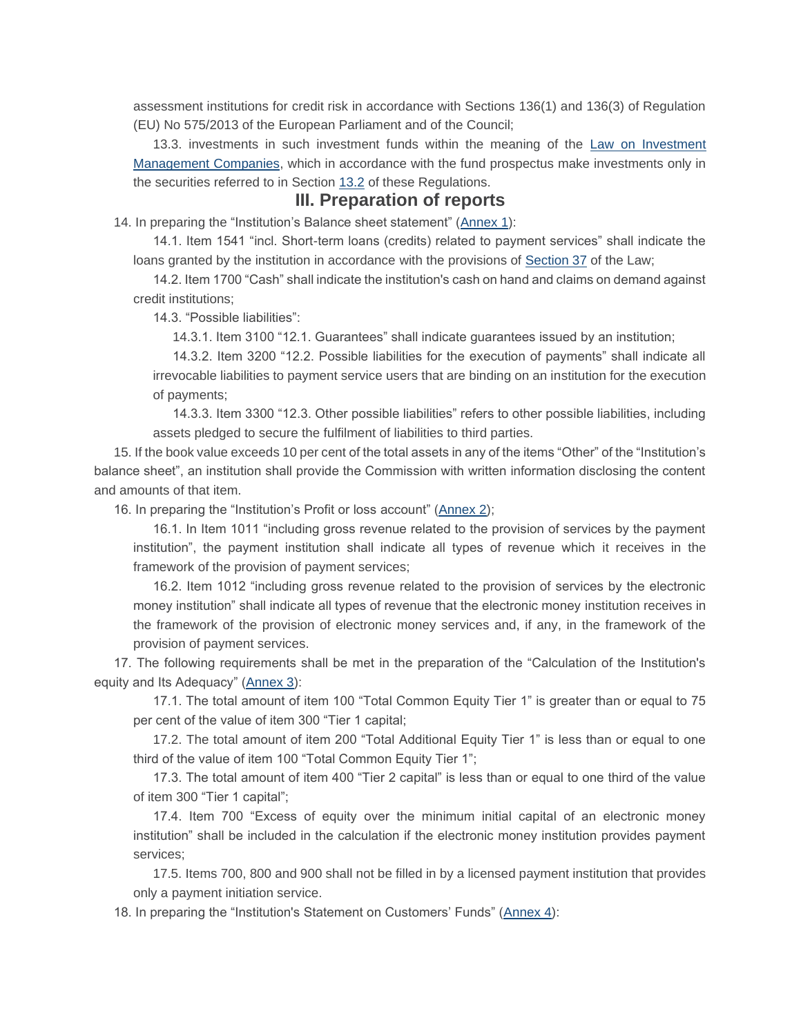assessment institutions for credit risk in accordance with Sections 136(1) and 136(3) of Regulation (EU) No 575/2013 of the European Parliament and of the Council;

13.3. investments in such investment funds within the meaning of the Law on Investment Management Companies, which in accordance with the fund prospectus make investments only in the securities referred to in Section 13.2 of these Regulations.

## III. Preparation of reports

14. In preparing the "Institution's Balance sheet statement" (Annex 1):

14.1. Item 1541 "incl. Short-term loans (credits) related to payment services" shall indicate the loans granted by the institution in accordance with the provisions of Section 37 of the Law;

14.2. Item 1700 "Cash" shall indicate the institution's cash on hand and claims on demand against credit institutions;

14.3. "Possible liabilities":

14.3.1. Item 3100 "12.1. Guarantees" shall indicate guarantees issued by an institution;

14.3.2. Item 3200 "12.2. Possible liabilities for the execution of payments" shall indicate all irrevocable liabilities to payment service users that are binding on an institution for the execution of payments;

14.3.3. Item 3300 "12.3. Other possible liabilities" refers to other possible liabilities, including assets pledged to secure the fulfilment of liabilities to third parties.

15. If the book value exceeds 10 per cent of the total assets in any of the items "Other" of the "Institution's balance sheet", an institution shall provide the Commission with written information disclosing the content and amounts of that item.

16. In preparing the "Institution's Profit or loss account" (Annex 2);

16.1. In Item 1011 "including gross revenue related to the provision of services by the payment institution", the payment institution shall indicate all types of revenue which it receives in the framework of the provision of payment services;

16.2. Item 1012 "including gross revenue related to the provision of services by the electronic money institution" shall indicate all types of revenue that the electronic money institution receives in the framework of the provision of electronic money services and, if any, in the framework of the provision of payment services.

17. The following requirements shall be met in the preparation of the "Calculation of the Institution's equity and Its Adequacy" (Annex 3):

17.1. The total amount of item 100 "Total Common Equity Tier 1" is greater than or equal to 75 per cent of the value of item 300 "Tier 1 capital;

17.2. The total amount of item 200 "Total Additional Equity Tier 1" is less than or equal to one third of the value of item 100 "Total Common Equity Tier 1";

17.3. The total amount of item 400 "Tier 2 capital" is less than or equal to one third of the value of item 300 "Tier 1 capital";

17.4. Item 700 "Excess of equity over the minimum initial capital of an electronic money institution" shall be included in the calculation if the electronic money institution provides payment services;

17.5. Items 700, 800 and 900 shall not be filled in by a licensed payment institution that provides only a payment initiation service.

18. In preparing the "Institution's Statement on Customers' Funds" (Annex 4):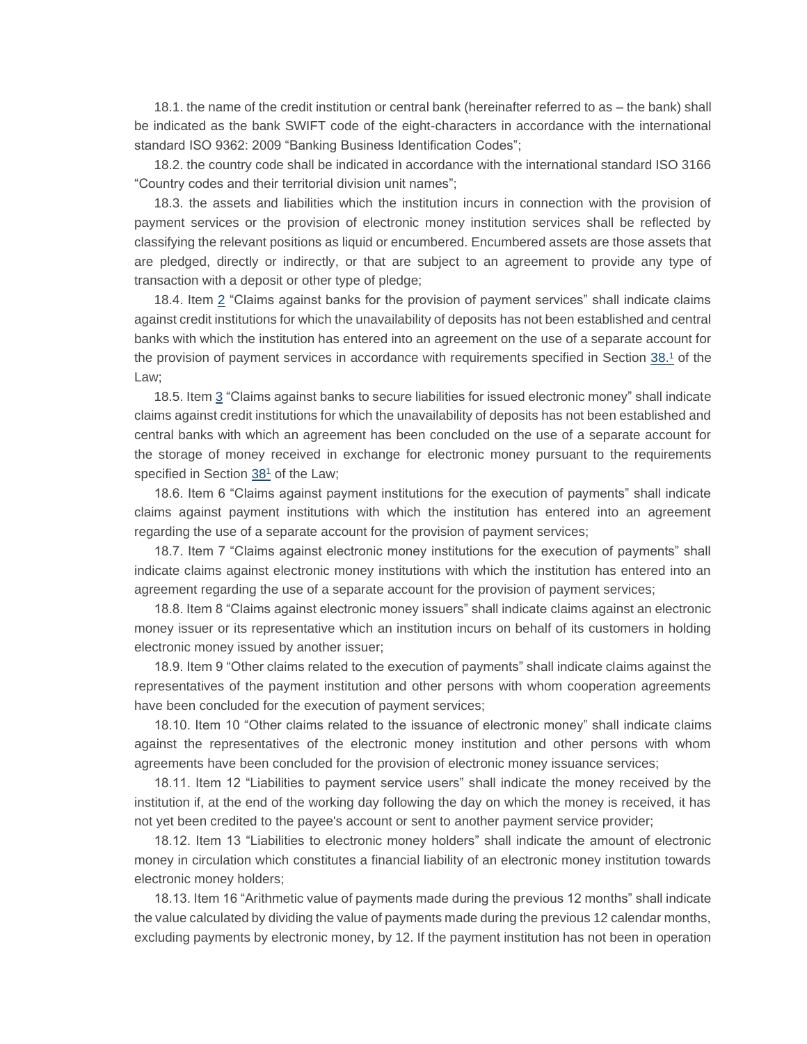18.1. the name of the credit institution or central bank (hereinafter referred to as – the bank) shall be indicated as the bank SWIFT code of the eight-characters in accordance with the international standard ISO 9362: 2009 "Banking Business Identification Codes";

18.2. the country code shall be indicated in accordance with the international standard ISO 3166 "Country codes and their territorial division unit names";

18.3. the assets and liabilities which the institution incurs in connection with the provision of payment services or the provision of electronic money institution services shall be reflected by classifying the relevant positions as liquid or encumbered. Encumbered assets are those assets that are pledged, directly or indirectly, or that are subject to an agreement to provide any type of transaction with a deposit or other type of pledge;

18.4. Item 2 "Claims against banks for the provision of payment services" shall indicate claims against credit institutions for which the unavailability of deposits has not been established and central banks with which the institution has entered into an agreement on the use of a separate account for the provision of payment services in accordance with requirements specified in Section 38.[1] of the Law;

18.5. Item 3 "Claims against banks to secure liabilities for issued electronic money" shall indicate claims against credit institutions for which the unavailability of deposits has not been established and central banks with which an agreement has been concluded on the use of a separate account for the storage of money received in exchange for electronic money pursuant to the requirements specified in Section 38[1] of the Law;

18.6. Item 6 "Claims against payment institutions for the execution of payments" shall indicate claims against payment institutions with which the institution has entered into an agreement regarding the use of a separate account for the provision of payment services;

18.7. Item 7 "Claims against electronic money institutions for the execution of payments" shall indicate claims against electronic money institutions with which the institution has entered into an agreement regarding the use of a separate account for the provision of payment services;

18.8. Item 8 "Claims against electronic money issuers" shall indicate claims against an electronic money issuer or its representative which an institution incurs on behalf of its customers in holding electronic money issued by another issuer;

18.9. Item 9 "Other claims related to the execution of payments" shall indicate claims against the representatives of the payment institution and other persons with whom cooperation agreements have been concluded for the execution of payment services;

18.10. Item 10 "Other claims related to the issuance of electronic money" shall indicate claims against the representatives of the electronic money institution and other persons with whom agreements have been concluded for the provision of electronic money issuance services;

18.11. Item 12 "Liabilities to payment service users" shall indicate the money received by the institution if, at the end of the working day following the day on which the money is received, it has not yet been credited to the payee's account or sent to another payment service provider;

18.12. Item 13 "Liabilities to electronic money holders" shall indicate the amount of electronic money in circulation which constitutes a financial liability of an electronic money institution towards electronic money holders;

18.13. Item 16 "Arithmetic value of payments made during the previous 12 months" shall indicate the value calculated by dividing the value of payments made during the previous 12 calendar months, excluding payments by electronic money, by 12. If the payment institution has not been in operation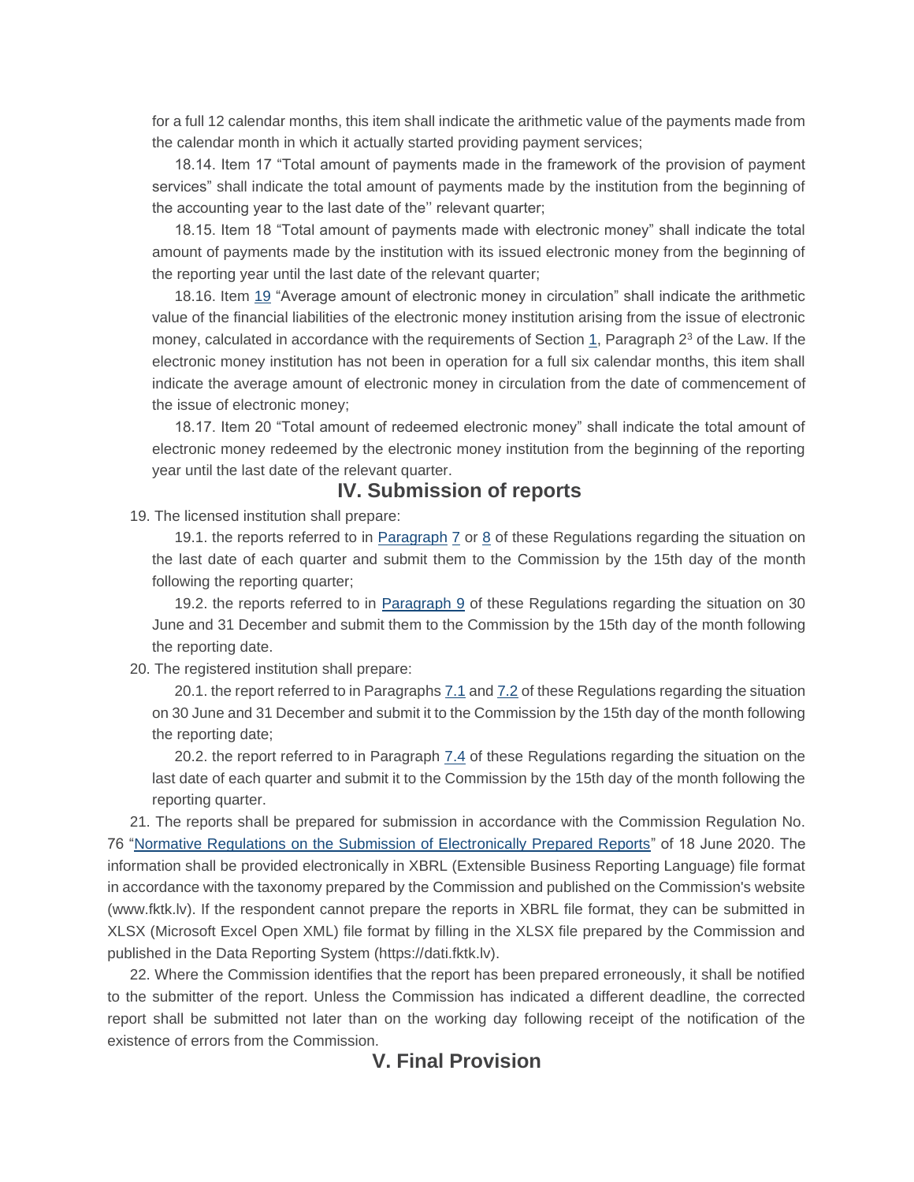for a full 12 calendar months, this item shall indicate the arithmetic value of the payments made from the calendar month in which it actually started providing payment services;

18.14. Item 17 "Total amount of payments made in the framework of the provision of payment services" shall indicate the total amount of payments made by the institution from the beginning of the accounting year to the last date of the'' relevant quarter;

18.15. Item 18 "Total amount of payments made with electronic money" shall indicate the total amount of payments made by the institution with its issued electronic money from the beginning of the reporting year until the last date of the relevant quarter;

18.16. Item 19 "Average amount of electronic money in circulation" shall indicate the arithmetic value of the financial liabilities of the electronic money institution arising from the issue of electronic money, calculated in accordance with the requirements of Section 1, Paragraph $2^3$ of the Law. If the electronic money institution has not been in operation for a full six calendar months, this item shall indicate the average amount of electronic money in circulation from the date of commencement of the issue of electronic money;

18.17. Item 20 "Total amount of redeemed electronic money" shall indicate the total amount of electronic money redeemed by the electronic money institution from the beginning of the reporting year until the last date of the relevant quarter.

## IV. Submission of reports

19. The licensed institution shall prepare:

19.1. the reports referred to in Paragraph 7 or 8 of these Regulations regarding the situation on the last date of each quarter and submit them to the Commission by the 15th day of the month following the reporting quarter;

19.2. the reports referred to in Paragraph 9 of these Regulations regarding the situation on 30 June and 31 December and submit them to the Commission by the 15th day of the month following the reporting date.

20. The registered institution shall prepare:

20.1. the report referred to in Paragraphs 7.1 and 7.2 of these Regulations regarding the situation on 30 June and 31 December and submit it to the Commission by the 15th day of the month following the reporting date;

20.2. the report referred to in Paragraph 7.4 of these Regulations regarding the situation on the last date of each quarter and submit it to the Commission by the 15th day of the month following the reporting quarter.

21. The reports shall be prepared for submission in accordance with the Commission Regulation No. 76 "Normative Regulations on the Submission of Electronically Prepared Reports" of 18 June 2020. The information shall be provided electronically in XBRL (Extensible Business Reporting Language) file format in accordance with the taxonomy prepared by the Commission and published on the Commission's website (www.fktk.lv). If the respondent cannot prepare the reports in XBRL file format, they can be submitted in XLSX (Microsoft Excel Open XML) file format by filling in the XLSX file prepared by the Commission and published in the Data Reporting System (https://dati.fktk.lv).

22. Where the Commission identifies that the report has been prepared erroneously, it shall be notified to the submitter of the report. Unless the Commission has indicated a different deadline, the corrected report shall be submitted not later than on the working day following receipt of the notification of the existence of errors from the Commission.

## V. Final Provision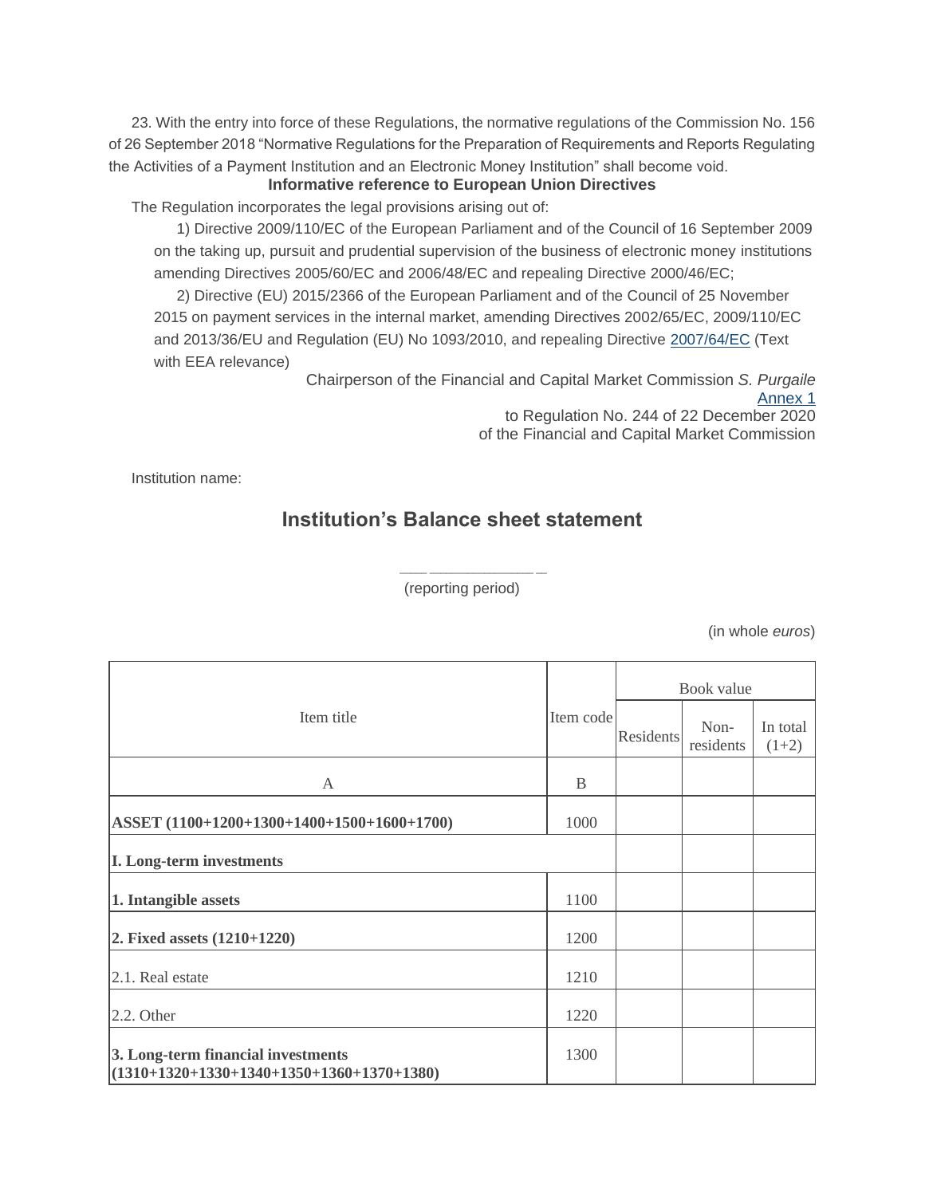23. With the entry into force of these Regulations, the normative regulations of the Commission No. 156 of 26 September 2018 “Normative Regulations for the Preparation of Requirements and Reports Regulating the Activities of a Payment Institution and an Electronic Money Institution” shall become void.

**Informative reference to European Union Directives**

The Regulation incorporates the legal provisions arising out of:

1) Directive 2009/110/EC of the European Parliament and of the Council of 16 September 2009 on the taking up, pursuit and prudential supervision of the business of electronic money institutions amending Directives 2005/60/EC and 2006/48/EC and repealing Directive 2000/46/EC;

2) Directive (EU) 2015/2366 of the European Parliament and of the Council of 25 November 2015 on payment services in the internal market, amending Directives 2002/65/EC, 2009/110/EC and 2013/36/EU and Regulation (EU) No 1093/2010, and repealing Directive 2007/64/EC (Text with EEA relevance)

Chairperson of the Financial and Capital Market Commission *S. Purgaile*

Annex 1
to Regulation No. 244 of 22 December 2020
of the Financial and Capital Market Commission

Institution name:

## Institution’s Balance sheet statement

\_\_\_\_\_\_\_\_\_\_\_\_\_\_\_\_\_\_
(reporting period)

(in whole *euros*)

| Item title | Item code | Book value | | |
|---|---|---|---|---|
| | | Residents | Non-residents | In total (1+2) |
| A | B | | | |
| **ASSET (1100+1200+1300+1400+1500+1600+1700)** | 1000 | | | |
| **I. Long-term investments** | | | | |
| **1. Intangible assets** | 1100 | | | |
| **2. Fixed assets (1210+1220)** | 1200 | | | |
| 2.1. Real estate | 1210 | | | |
| 2.2. Other | 1220 | | | |
| **3. Long-term financial investments (1310+1320+1330+1340+1350+1360+1370+1380)** | 1300 | | | |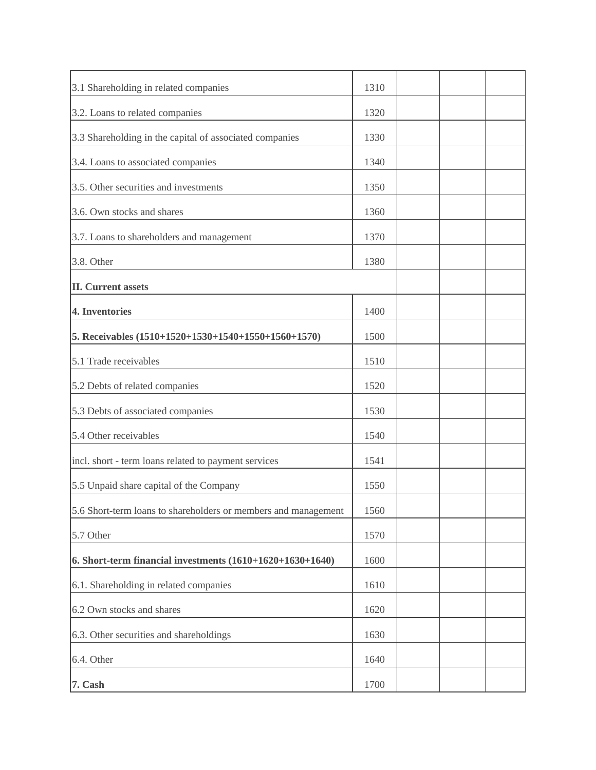| | | | | |
|---|---|---|---|---|
| 3.1 Shareholding in related companies | 1310 | | | |
| 3.2. Loans to related companies | 1320 | | | |
| 3.3 Shareholding in the capital of associated companies | 1330 | | | |
| 3.4. Loans to associated companies | 1340 | | | |
| 3.5. Other securities and investments | 1350 | | | |
| 3.6. Own stocks and shares | 1360 | | | |
| 3.7. Loans to shareholders and management | 1370 | | | |
| 3.8. Other | 1380 | | | |
| **II. Current assets** | | | | |
| **4. Inventories** | 1400 | | | |
| **5. Receivables (1510+1520+1530+1540+1550+1560+1570)** | 1500 | | | |
| 5.1 Trade receivables | 1510 | | | |
| 5.2 Debts of related companies | 1520 | | | |
| 5.3 Debts of associated companies | 1530 | | | |
| 5.4 Other receivables | 1540 | | | |
| incl. short - term loans related to payment services | 1541 | | | |
| 5.5 Unpaid share capital of the Company | 1550 | | | |
| 5.6 Short-term loans to shareholders or members and management | 1560 | | | |
| 5.7 Other | 1570 | | | |
| **6. Short-term financial investments (1610+1620+1630+1640)** | 1600 | | | |
| 6.1. Shareholding in related companies | 1610 | | | |
| 6.2 Own stocks and shares | 1620 | | | |
| 6.3. Other securities and shareholdings | 1630 | | | |
| 6.4. Other | 1640 | | | |
| **7. Cash** | 1700 | | | |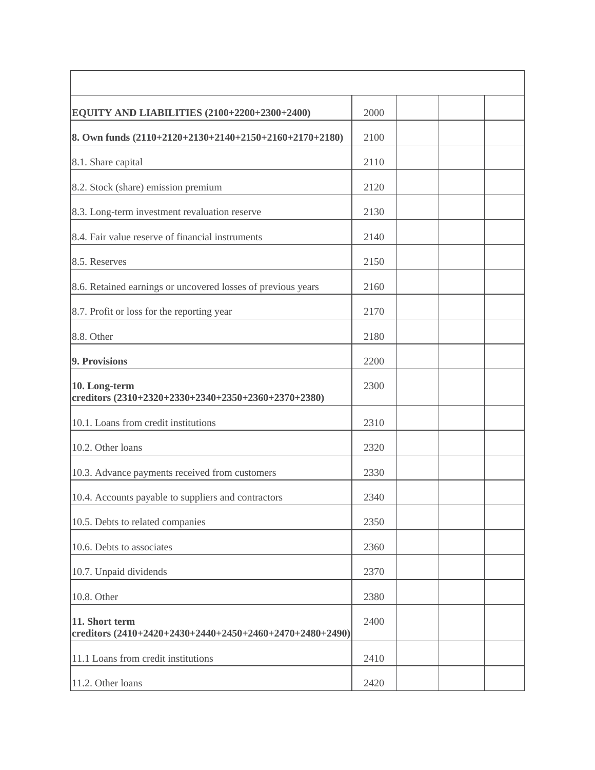| | | | | |
|---|---|---|---|---|
| **EQUITY AND LIABILITIES (2100+2200+2300+2400)** | 2000 | | | |
| **8. Own funds (2110+2120+2130+2140+2150+2160+2170+2180)** | 2100 | | | |
| 8.1. Share capital | 2110 | | | |
| 8.2. Stock (share) emission premium | 2120 | | | |
| 8.3. Long-term investment revaluation reserve | 2130 | | | |
| 8.4. Fair value reserve of financial instruments | 2140 | | | |
| 8.5. Reserves | 2150 | | | |
| 8.6. Retained earnings or uncovered losses of previous years | 2160 | | | |
| 8.7. Profit or loss for the reporting year | 2170 | | | |
| 8.8. Other | 2180 | | | |
| **9. Provisions** | 2200 | | | |
| **10. Long-term creditors (2310+2320+2330+2340+2350+2360+2370+2380)** | 2300 | | | |
| 10.1. Loans from credit institutions | 2310 | | | |
| 10.2. Other loans | 2320 | | | |
| 10.3. Advance payments received from customers | 2330 | | | |
| 10.4. Accounts payable to suppliers and contractors | 2340 | | | |
| 10.5. Debts to related companies | 2350 | | | |
| 10.6. Debts to associates | 2360 | | | |
| 10.7. Unpaid dividends | 2370 | | | |
| 10.8. Other | 2380 | | | |
| **11. Short term creditors (2410+2420+2430+2440+2450+2460+2470+2480+2490)** | 2400 | | | |
| 11.1 Loans from credit institutions | 2410 | | | |
| 11.2. Other loans | 2420 | | | |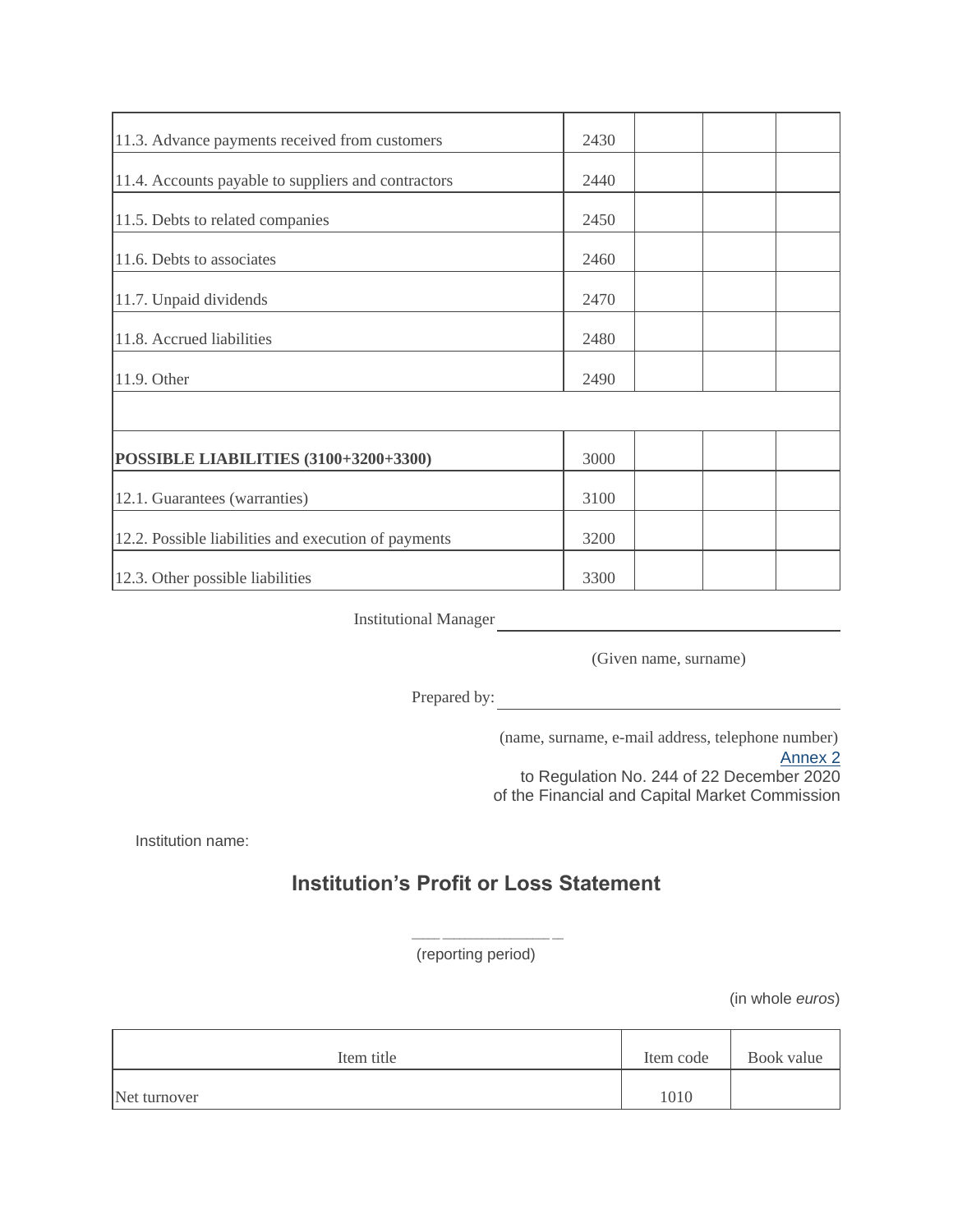| | | | | |
|---|---|---|---|---|
| 11.3. Advance payments received from customers | 2430 | | | |
| 11.4. Accounts payable to suppliers and contractors | 2440 | | | |
| 11.5. Debts to related companies | 2450 | | | |
| 11.6. Debts to associates | 2460 | | | |
| 11.7. Unpaid dividends | 2470 | | | |
| 11.8. Accrued liabilities | 2480 | | | |
| 11.9. Other | 2490 | | | |
| | | | | |
| **POSSIBLE LIABILITIES (3100+3200+3300)** | 3000 | | | |
| 12.1. Guarantees (warranties) | 3100 | | | |
| 12.2. Possible liabilities and execution of payments | 3200 | | | |
| 12.3. Other possible liabilities | 3300 | | | |

Institutional Manager ______________________________

(Given name, surname)

Prepared by: ______________________________

(name, surname, e-mail address, telephone number)

Annex 2
to Regulation No. 244 of 22 December 2020
of the Financial and Capital Market Commission

Institution name:

## Institution's Profit or Loss Statement

______________
(reporting period)

(in whole *euros*)

| Item title | Item code | Book value |
|---|---|---|
| Net turnover | 1010 | |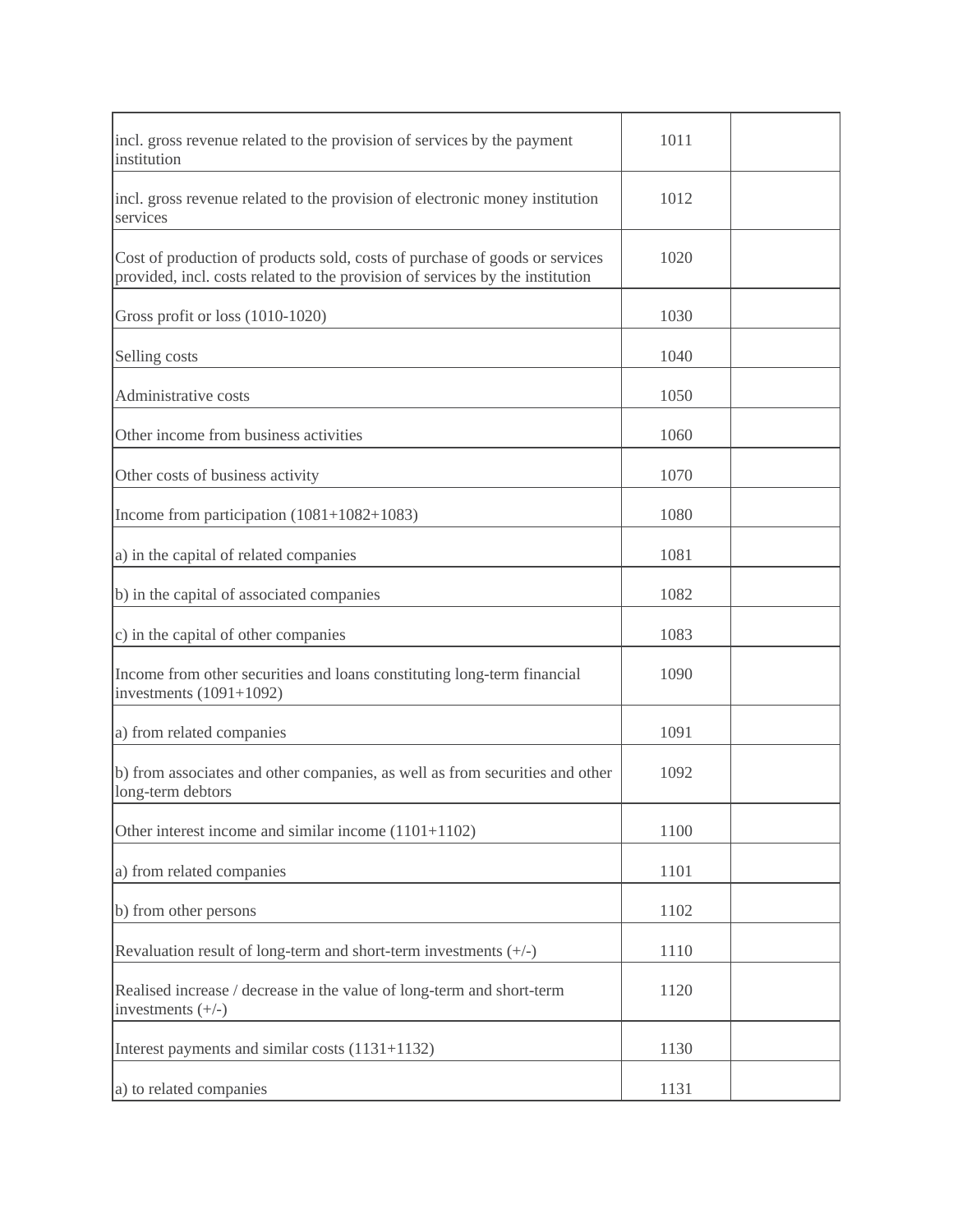| | | |
|---|---|---|
| incl. gross revenue related to the provision of services by the payment institution | 1011 | |
| incl. gross revenue related to the provision of electronic money institution services | 1012 | |
| Cost of production of products sold, costs of purchase of goods or services provided, incl. costs related to the provision of services by the institution | 1020 | |
| Gross profit or loss (1010-1020) | 1030 | |
| Selling costs | 1040 | |
| Administrative costs | 1050 | |
| Other income from business activities | 1060 | |
| Other costs of business activity | 1070 | |
| Income from participation (1081+1082+1083) | 1080 | |
| a) in the capital of related companies | 1081 | |
| b) in the capital of associated companies | 1082 | |
| c) in the capital of other companies | 1083 | |
| Income from other securities and loans constituting long-term financial investments (1091+1092) | 1090 | |
| a) from related companies | 1091 | |
| b) from associates and other companies, as well as from securities and other long-term debtors | 1092 | |
| Other interest income and similar income (1101+1102) | 1100 | |
| a) from related companies | 1101 | |
| b) from other persons | 1102 | |
| Revaluation result of long-term and short-term investments (+/-) | 1110 | |
| Realised increase / decrease in the value of long-term and short-term investments (+/-) | 1120 | |
| Interest payments and similar costs (1131+1132) | 1130 | |
| a) to related companies | 1131 | |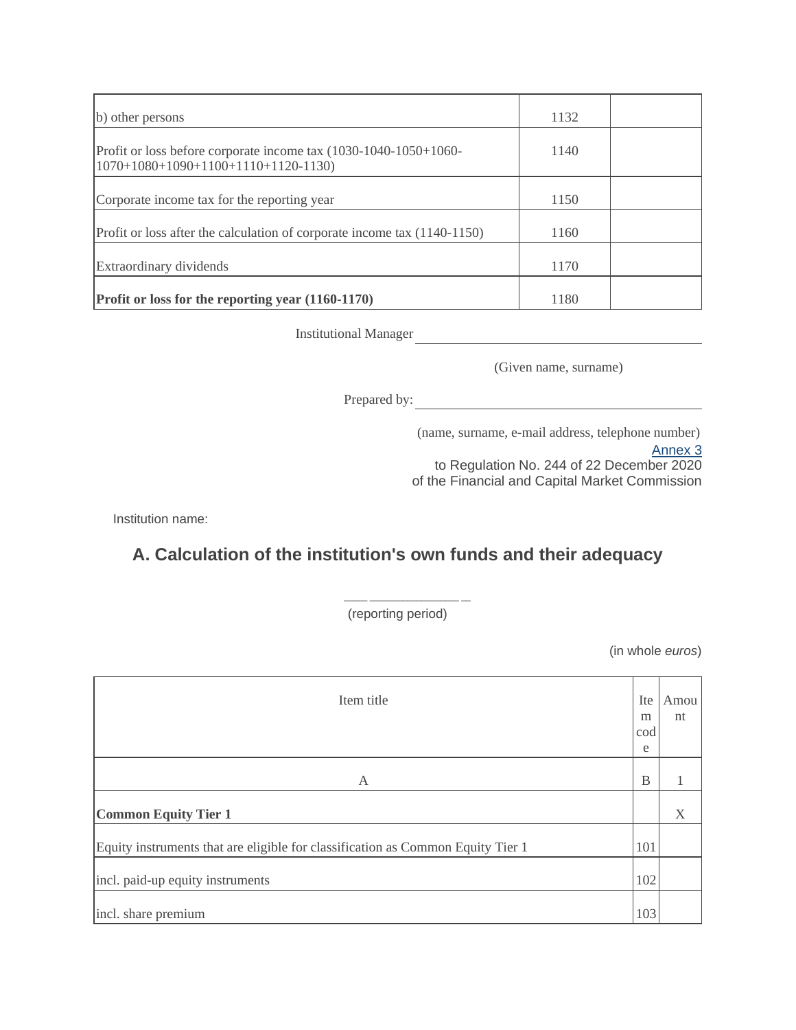| | | |
|---|---|---|
| b) other persons | 1132 | |
| Profit or loss before corporate income tax (1030-1040-1050+1060-1070+1080+1090+1100+1110+1120-1130) | 1140 | |
| Corporate income tax for the reporting year | 1150 | |
| Profit or loss after the calculation of corporate income tax (1140-1150) | 1160 | |
| Extraordinary dividends | 1170 | |
| **Profit or loss for the reporting year (1160-1170)** | 1180 | |

Institutional Manager ____________________

(Given name, surname)

Prepared by: ____________________

(name, surname, e-mail address, telephone number)

Annex 3
to Regulation No. 244 of 22 December 2020
of the Financial and Capital Market Commission

Institution name:

## A. Calculation of the institution's own funds and their adequacy

____________________
(reporting period)

(in whole *euros*)

| Item title | Item code | Amount |
|---|---|---|
| A | B | 1 |
| **Common Equity Tier 1** | | X |
| Equity instruments that are eligible for classification as Common Equity Tier 1 | 101 | |
| incl. paid-up equity instruments | 102 | |
| incl. share premium | 103 | |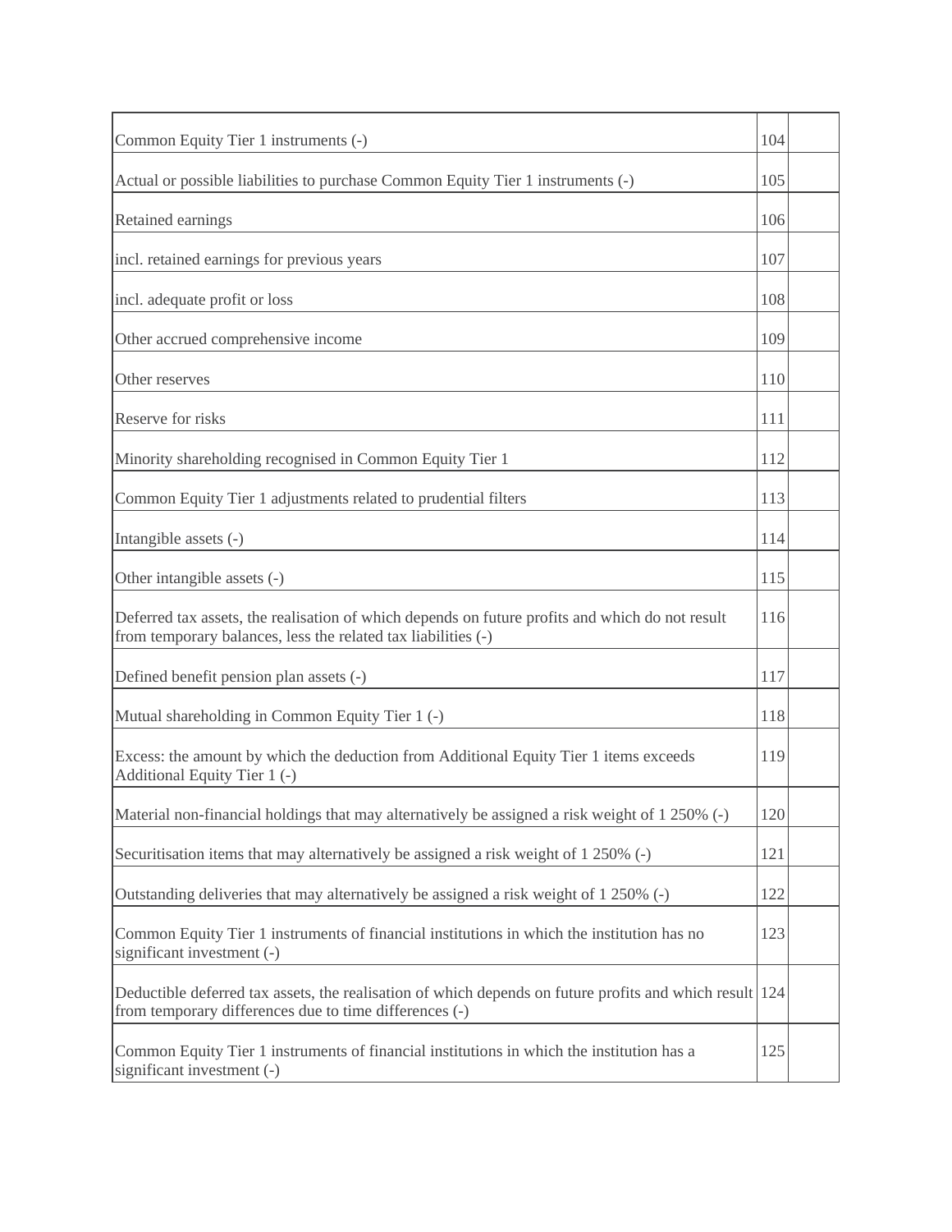| | | |
|---|---|---|
| Common Equity Tier 1 instruments (-) | 104 | |
| Actual or possible liabilities to purchase Common Equity Tier 1 instruments (-) | 105 | |
| Retained earnings | 106 | |
| incl. retained earnings for previous years | 107 | |
| incl. adequate profit or loss | 108 | |
| Other accrued comprehensive income | 109 | |
| Other reserves | 110 | |
| Reserve for risks | 111 | |
| Minority shareholding recognised in Common Equity Tier 1 | 112 | |
| Common Equity Tier 1 adjustments related to prudential filters | 113 | |
| Intangible assets (-) | 114 | |
| Other intangible assets (-) | 115 | |
| Deferred tax assets, the realisation of which depends on future profits and which do not result from temporary balances, less the related tax liabilities (-) | 116 | |
| Defined benefit pension plan assets (-) | 117 | |
| Mutual shareholding in Common Equity Tier 1 (-) | 118 | |
| Excess: the amount by which the deduction from Additional Equity Tier 1 items exceeds Additional Equity Tier 1 (-) | 119 | |
| Material non-financial holdings that may alternatively be assigned a risk weight of 1 250% (-) | 120 | |
| Securitisation items that may alternatively be assigned a risk weight of 1 250% (-) | 121 | |
| Outstanding deliveries that may alternatively be assigned a risk weight of 1 250% (-) | 122 | |
| Common Equity Tier 1 instruments of financial institutions in which the institution has no significant investment (-) | 123 | |
| Deductible deferred tax assets, the realisation of which depends on future profits and which result from temporary differences due to time differences (-) | 124 | |
| Common Equity Tier 1 instruments of financial institutions in which the institution has a significant investment (-) | 125 | |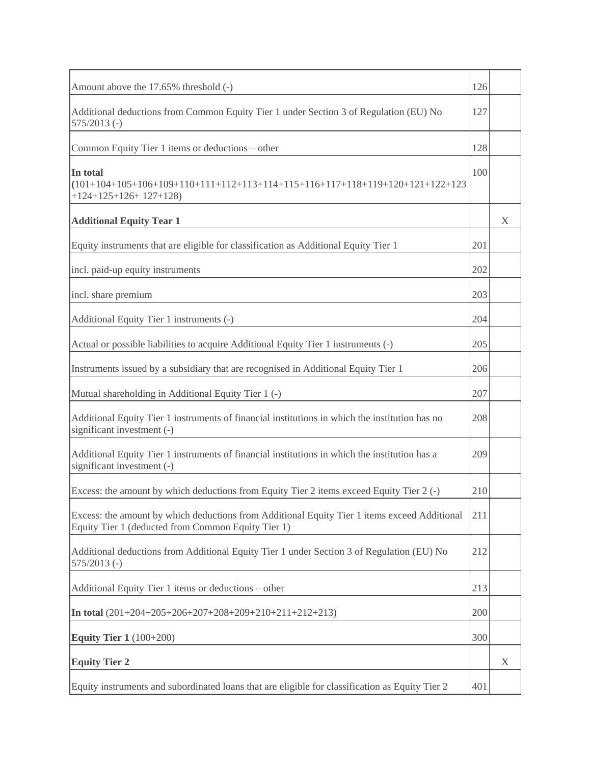| | | |
|---|---|---|
| Amount above the 17.65% threshold (-) | 126 | |
| Additional deductions from Common Equity Tier 1 under Section 3 of Regulation (EU) No 575/2013 (-) | 127 | |
| Common Equity Tier 1 items or deductions – other | 128 | |
| **In total** **(**101+104+105+106+109+110+111+112+113+114+115+116+117+118+119+120+121+122+123 +124+125+126+ 127+128) | 100 | |
| **Additional Equity Tear 1** | | X |
| Equity instruments that are eligible for classification as Additional Equity Tier 1 | 201 | |
| incl. paid-up equity instruments | 202 | |
| incl. share premium | 203 | |
| Additional Equity Tier 1 instruments (-) | 204 | |
| Actual or possible liabilities to acquire Additional Equity Tier 1 instruments (-) | 205 | |
| Instruments issued by a subsidiary that are recognised in Additional Equity Tier 1 | 206 | |
| Mutual shareholding in Additional Equity Tier 1 (-) | 207 | |
| Additional Equity Tier 1 instruments of financial institutions in which the institution has no significant investment (-) | 208 | |
| Additional Equity Tier 1 instruments of financial institutions in which the institution has a significant investment (-) | 209 | |
| Excess: the amount by which deductions from Equity Tier 2 items exceed Equity Tier 2 (-) | 210 | |
| Excess: the amount by which deductions from Additional Equity Tier 1 items exceed Additional Equity Tier 1 (deducted from Common Equity Tier 1) | 211 | |
| Additional deductions from Additional Equity Tier 1 under Section 3 of Regulation (EU) No 575/2013 (-) | 212 | |
| Additional Equity Tier 1 items or deductions – other | 213 | |
| **In total** (201+204+205+206+207+208+209+210+211+212+213) | 200 | |
| **Equity Tier 1** (100+200) | 300 | |
| **Equity Tier 2** | | X |
| Equity instruments and subordinated loans that are eligible for classification as Equity Tier 2 | 401 | |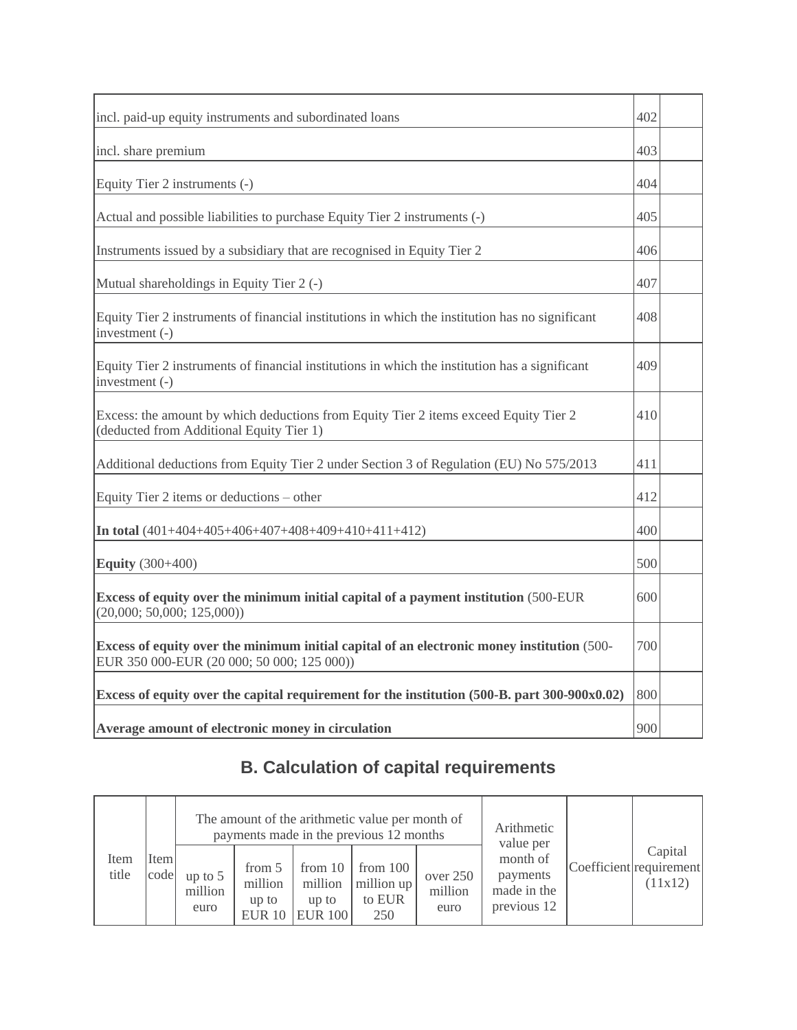| | | |
|---|---|---|
| incl. paid-up equity instruments and subordinated loans | 402 | |
| incl. share premium | 403 | |
| Equity Tier 2 instruments (-) | 404 | |
| Actual and possible liabilities to purchase Equity Tier 2 instruments (-) | 405 | |
| Instruments issued by a subsidiary that are recognised in Equity Tier 2 | 406 | |
| Mutual shareholdings in Equity Tier 2 (-) | 407 | |
| Equity Tier 2 instruments of financial institutions in which the institution has no significant investment (-) | 408 | |
| Equity Tier 2 instruments of financial institutions in which the institution has a significant investment (-) | 409 | |
| Excess: the amount by which deductions from Equity Tier 2 items exceed Equity Tier 2 (deducted from Additional Equity Tier 1) | 410 | |
| Additional deductions from Equity Tier 2 under Section 3 of Regulation (EU) No 575/2013 | 411 | |
| Equity Tier 2 items or deductions – other | 412 | |
| **In total** (401+404+405+406+407+408+409+410+411+412) | 400 | |
| **Equity** (300+400) | 500 | |
| **Excess of equity over the minimum initial capital of a payment institution** (500-EUR (20,000; 50,000; 125,000)) | 600 | |
| **Excess of equity over the minimum initial capital of an electronic money institution** (500-EUR 350 000-EUR (20 000; 50 000; 125 000)) | 700 | |
| **Excess of equity over the capital requirement for the institution (500-B. part 300-900x0.02)** | 800 | |
| **Average amount of electronic money in circulation** | 900 | |

## B. Calculation of capital requirements

| Item title | Item code | The amount of the arithmetic value per month of payments made in the previous 12 months | | | | | Arithmetic value per month of payments made in the previous 12 | Coefficient | Capital requirement (11x12) |
|---|---|---|---|---|---|---|---|---|---|
| | | up to 5 million euro | from 5 million up to EUR 10 | from 10 million up to EUR 100 | from 100 million up to EUR 250 | over 250 million euro | | | |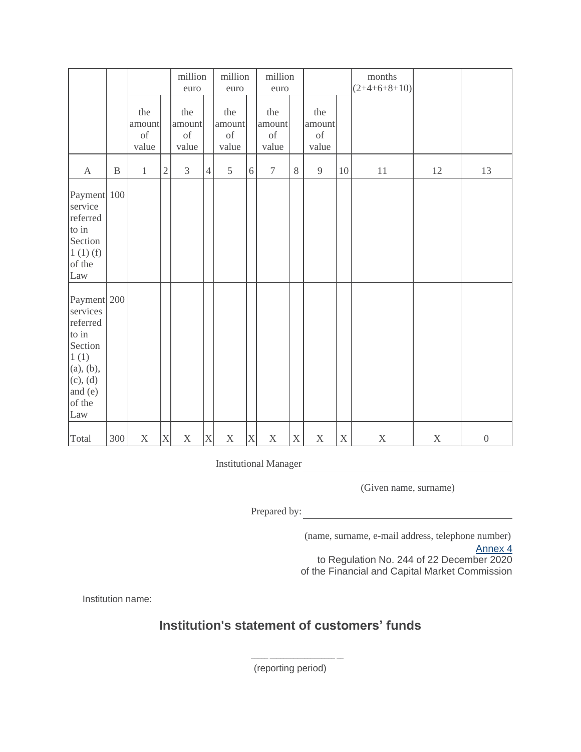|  |  |  |  | million euro |  | million euro |  | million euro |  |  |  | months (2+4+6+8+10) |  |  |
|---|---|---|---|---|---|---|---|---|---|---|---|---|---|---|
|  |  | the amount of value |  | the amount of value |  | the amount of value |  | the amount of value |  | the amount of value |  |  |  |  |
| A | B | 1 | 2 | 3 | 4 | 5 | 6 | 7 | 8 | 9 | 10 | 11 | 12 | 13 |
| Payment service referred to in Section 1 (1) (f) of the Law | 100 |  |  |  |  |  |  |  |  |  |  |  |  |  |
| Payment services referred to in Section 1 (1) (a), (b), (c), (d) and (e) of the Law | 200 |  |  |  |  |  |  |  |  |  |  |  |  |  |
| Total | 300 | X | X | X | X | X | X | X | X | X | X | X | X | 0 |

Institutional Manager ____________________

(Given name, surname)

Prepared by: ____________________

(name, surname, e-mail address, telephone number)

Annex 4
to Regulation No. 244 of 22 December 2020
of the Financial and Capital Market Commission

Institution name:

## Institution's statement of customers' funds

____________________
(reporting period)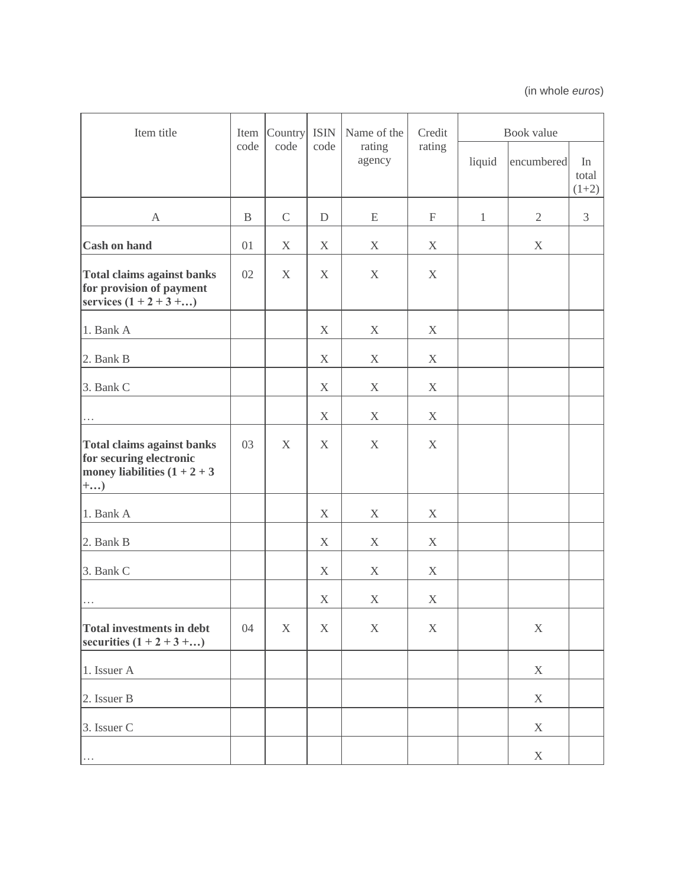(in whole *euros*)

| Item title | Item code | Country code | ISIN code | Name of the rating agency | Credit rating | Book value | | |
|---|---|---|---|---|---|---|---|---|
| | | | | | | liquid | encumbered | In total (1+2) |
| A | B | C | D | E | F | 1 | 2 | 3 |
| **Cash on hand** | 01 | X | X | X | X | | X | |
| **Total claims against banks for provision of payment services (1 + 2 + 3 +…)** | 02 | X | X | X | X | | | |
| 1. Bank A | | | X | X | X | | | |
| 2. Bank B | | | X | X | X | | | |
| 3. Bank C | | | X | X | X | | | |
| … | | | X | X | X | | | |
| **Total claims against banks for securing electronic money liabilities (1 + 2 + 3 +…)** | 03 | X | X | X | X | | | |
| 1. Bank A | | | X | X | X | | | |
| 2. Bank B | | | X | X | X | | | |
| 3. Bank C | | | X | X | X | | | |
| … | | | X | X | X | | | |
| **Total investments in debt securities (1 + 2 + 3 +…)** | 04 | X | X | X | X | | X | |
| 1. Issuer A | | | | | | | X | |
| 2. Issuer B | | | | | | | X | |
| 3. Issuer C | | | | | | | X | |
| … | | | | | | | X | |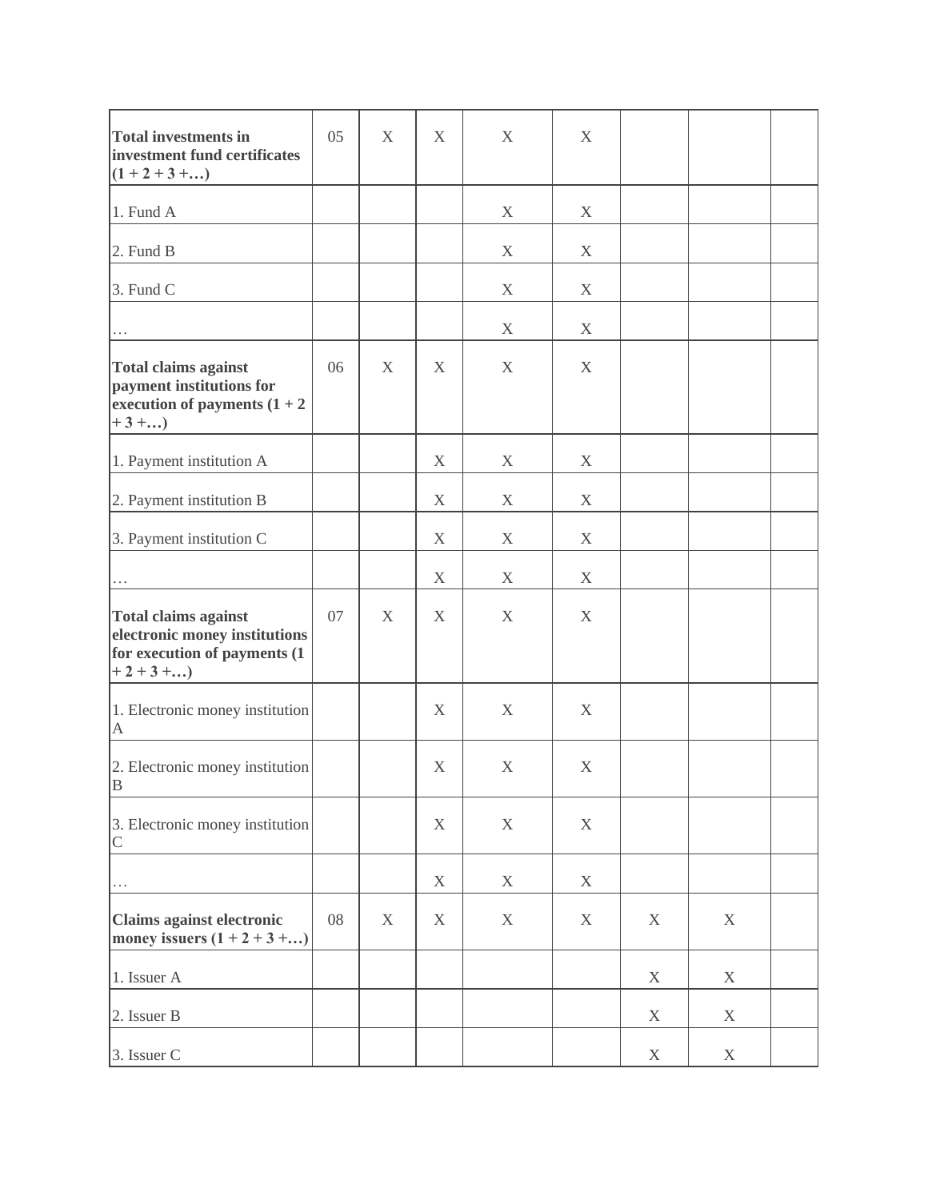| | | | | | | | | |
|---|---|---|---|---|---|---|---|---|
| **Total investments in investment fund certificates (1 + 2 + 3 +…)** | 05 | X | X | X | X | | | |
| 1. Fund A | | | | X | X | | | |
| 2. Fund B | | | | X | X | | | |
| 3. Fund C | | | | X | X | | | |
| … | | | | X | X | | | |
| **Total claims against payment institutions for execution of payments (1 + 2 + 3 +…)** | 06 | X | X | X | X | | | |
| 1. Payment institution A | | | X | X | X | | | |
| 2. Payment institution B | | | X | X | X | | | |
| 3. Payment institution C | | | X | X | X | | | |
| … | | | X | X | X | | | |
| **Total claims against electronic money institutions for execution of payments (1 + 2 + 3 +…)** | 07 | X | X | X | X | | | |
| 1. Electronic money institution A | | | X | X | X | | | |
| 2. Electronic money institution B | | | X | X | X | | | |
| 3. Electronic money institution C | | | X | X | X | | | |
| … | | | X | X | X | | | |
| **Claims against electronic money issuers (1 + 2 + 3 +…)** | 08 | X | X | X | X | X | X | |
| 1. Issuer A | | | | | | X | X | |
| 2. Issuer B | | | | | | X | X | |
| 3. Issuer C | | | | | | X | X | |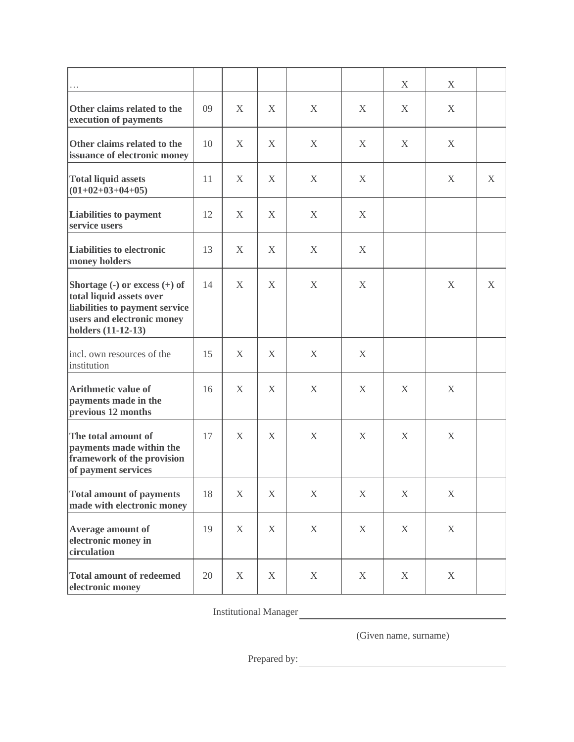| | | | | | | | | |
|---|---|---|---|---|---|---|---|---|
| … | | | | | | X | X | |
| **Other claims related to the execution of payments** | 09 | X | X | X | X | X | X | |
| **Other claims related to the issuance of electronic money** | 10 | X | X | X | X | X | X | |
| **Total liquid assets (01+02+03+04+05)** | 11 | X | X | X | X | | X | X |
| **Liabilities to payment service users** | 12 | X | X | X | X | | | |
| **Liabilities to electronic money holders** | 13 | X | X | X | X | | | |
| **Shortage (-) or excess (+) of total liquid assets over liabilities to payment service users and electronic money holders (11-12-13)** | 14 | X | X | X | X | | X | X |
| incl. own resources of the institution | 15 | X | X | X | X | | | |
| **Arithmetic value of payments made in the previous 12 months** | 16 | X | X | X | X | X | X | |
| **The total amount of payments made within the framework of the provision of payment services** | 17 | X | X | X | X | X | X | |
| **Total amount of payments made with electronic money** | 18 | X | X | X | X | X | X | |
| **Average amount of electronic money in circulation** | 19 | X | X | X | X | X | X | |
| **Total amount of redeemed electronic money** | 20 | X | X | X | X | X | X | |

Institutional Manager ______________________

(Given name, surname)

Prepared by: ______________________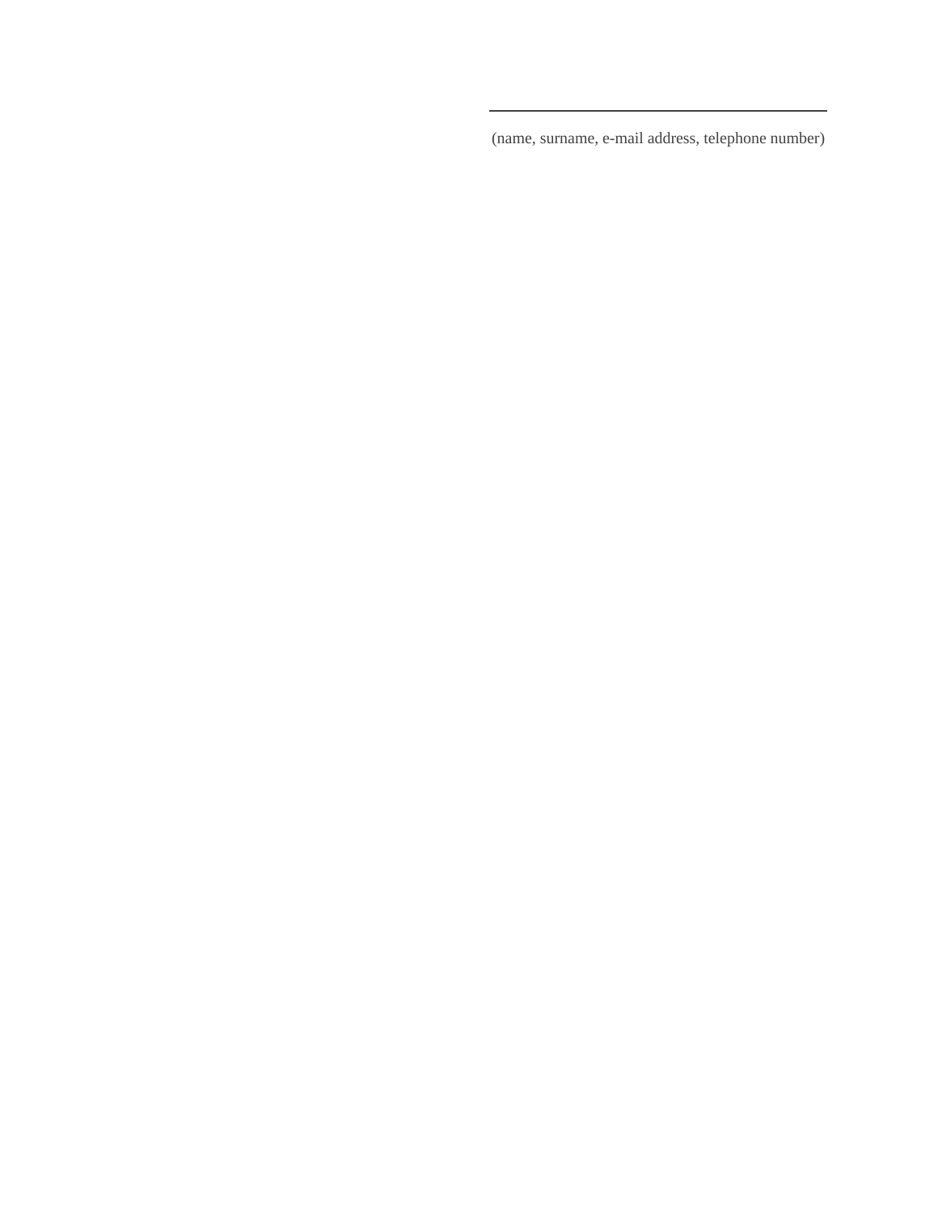\_\_\_\_\_\_\_\_\_\_\_\_\_\_\_\_\_\_\_\_\_\_\_\_\_\_\_\_\_\_\_\_\_\_\_\_\_\_\_\_

(name, surname, e-mail address, telephone number)